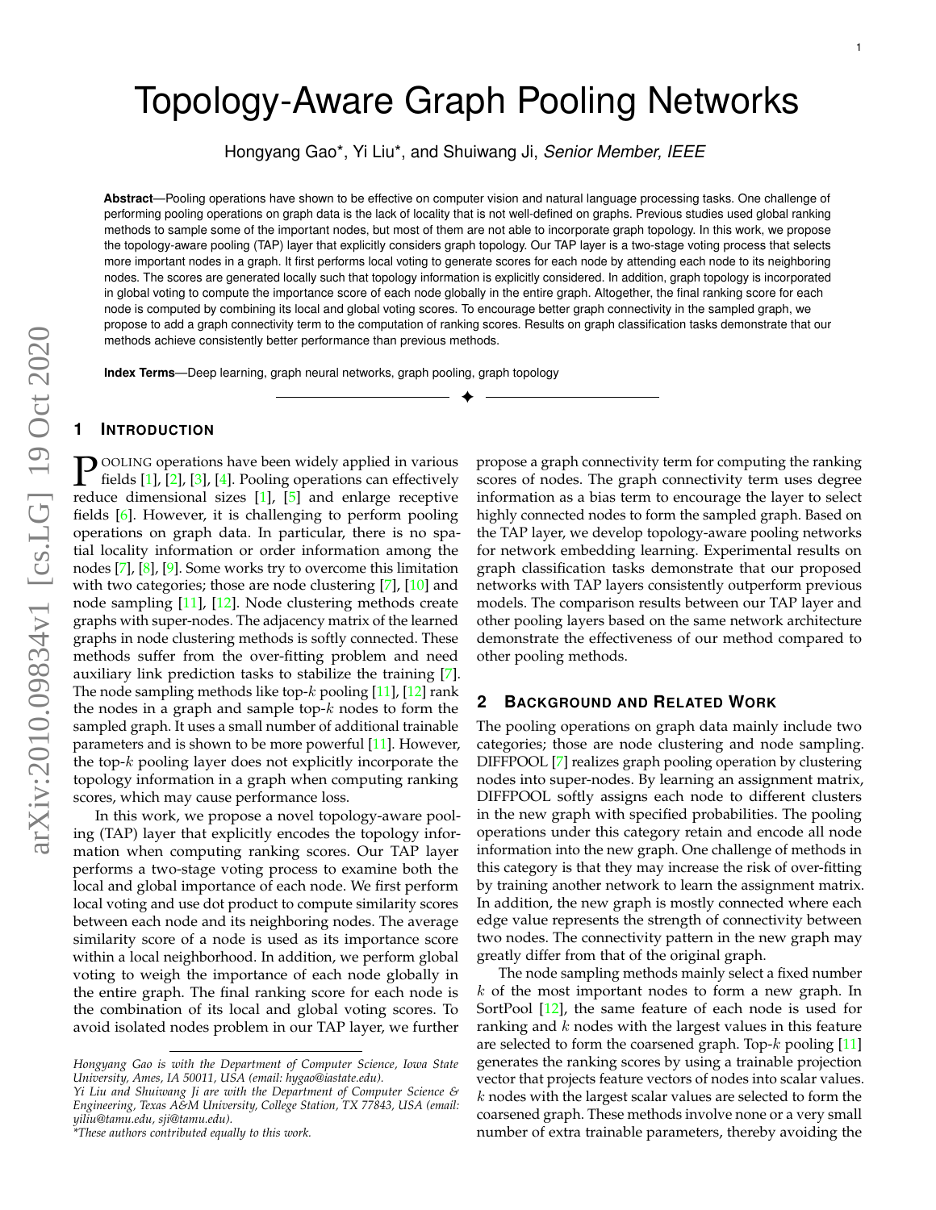# Topology-Aware Graph Pooling Networks

Hongyang Gao*, Yi Liu*, and Shuiwang Ji, *Senior Member, IEEE*

**Abstract**—Pooling operations have shown to be effective on computer vision and natural language processing tasks. One challenge of performing pooling operations on graph data is the lack of locality that is not well-defined on graphs. Previous studies used global ranking methods to sample some of the important nodes, but most of them are not able to incorporate graph topology. In this work, we propose the topology-aware pooling (TAP) layer that explicitly considers graph topology. Our TAP layer is a two-stage voting process that selects more important nodes in a graph. It first performs local voting to generate scores for each node by attending each node to its neighboring nodes. The scores are generated locally such that topology information is explicitly considered. In addition, graph topology is incorporated in global voting to compute the importance score of each node globally in the entire graph. Altogether, the final ranking score for each node is computed by combining its local and global voting scores. To encourage better graph connectivity in the sampled graph, we propose to add a graph connectivity term to the computation of ranking scores. Results on graph classification tasks demonstrate that our methods achieve consistently better performance than previous methods.

**Index Terms**—Deep learning, graph neural networks, graph pooling, graph topology

## 1 Introduction

Pooling operations have been widely applied in various fields [1], [2], [3], [4]. Pooling operations can effectively reduce dimensional sizes [1], [5] and enlarge receptive fields [6]. However, it is challenging to perform pooling operations on graph data. In particular, there is no spatial locality information or order information among the nodes [7], [8], [9]. Some works try to overcome this limitation with two categories; those are node clustering [7], [10] and node sampling [11], [12]. Node clustering methods create graphs with super-nodes. The adjacency matrix of the learned graphs in node clustering methods is softly connected. These methods suffer from the over-fitting problem and need auxiliary link prediction tasks to stabilize the training [7]. The node sampling methods like top-$k$ pooling [11], [12] rank the nodes in a graph and sample top-$k$ nodes to form the sampled graph. It uses a small number of additional trainable parameters and is shown to be more powerful [11]. However, the top-$k$ pooling layer does not explicitly incorporate the topology information in a graph when computing ranking scores, which may cause performance loss.

In this work, we propose a novel topology-aware pooling (TAP) layer that explicitly encodes the topology information when computing ranking scores. Our TAP layer performs a two-stage voting process to examine both the local and global importance of each node. We first perform local voting and use dot product to compute similarity scores between each node and its neighboring nodes. The average similarity score of a node is used as its importance score within a local neighborhood. In addition, we perform global voting to weigh the importance of each node globally in the entire graph. The final ranking score for each node is the combination of its local and global voting scores. To avoid isolated nodes problem in our TAP layer, we further propose a graph connectivity term for computing the ranking scores of nodes. The graph connectivity term uses degree information as a bias term to encourage the layer to select highly connected nodes to form the sampled graph. Based on the TAP layer, we develop topology-aware pooling networks for network embedding learning. Experimental results on graph classification tasks demonstrate that our proposed networks with TAP layers consistently outperform previous models. The comparison results between our TAP layer and other pooling layers based on the same network architecture demonstrate the effectiveness of our method compared to other pooling methods.

## 2 Background and Related Work

The pooling operations on graph data mainly include two categories; those are node clustering and node sampling. DIFFPOOL [7] realizes graph pooling operation by clustering nodes into super-nodes. By learning an assignment matrix, DIFFPOOL softly assigns each node to different clusters in the new graph with specified probabilities. The pooling operations under this category retain and encode all node information into the new graph. One challenge of methods in this category is that they may increase the risk of over-fitting by training another network to learn the assignment matrix. In addition, the new graph is mostly connected where each edge value represents the strength of connectivity between two nodes. The connectivity pattern in the new graph may greatly differ from that of the original graph.

The node sampling methods mainly select a fixed number $k$ of the most important nodes to form a new graph. In SortPool [12], the same feature of each node is used for ranking and $k$ nodes with the largest values in this feature are selected to form the coarsened graph. Top-$k$ pooling [11] generates the ranking scores by using a trainable projection vector that projects feature vectors of nodes into scalar values. $k$ nodes with the largest scalar values are selected to form the coarsened graph. These methods involve none or a very small number of extra trainable parameters, thereby avoiding the

---

*Hongyang Gao is with the Department of Computer Science, Iowa State University, Ames, IA 50011, USA (email: hygao@iastate.edu).*

*Yi Liu and Shuiwang Ji are with the Department of Computer Science & Engineering, Texas A&M University, College Station, TX 77843, USA (email: yiliu@tamu.edu, sji@tamu.edu).*

*\*These authors contributed equally to this work.*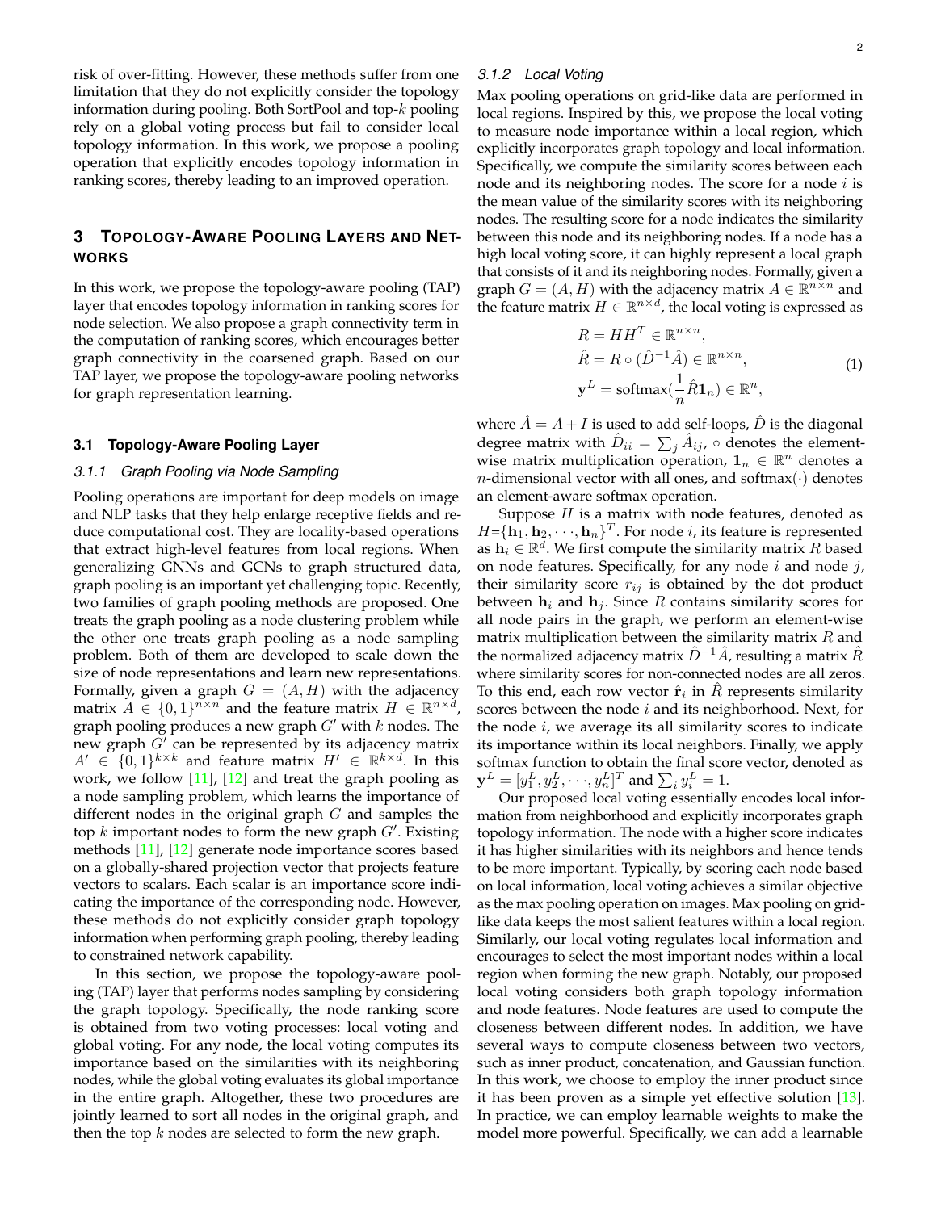risk of over-fitting. However, these methods suffer from one limitation that they do not explicitly consider the topology information during pooling. Both SortPool and top-$k$ pooling rely on a global voting process but fail to consider local topology information. In this work, we propose a pooling operation that explicitly encodes topology information in ranking scores, thereby leading to an improved operation.

## 3 Topology-Aware Pooling Layers and Networks

In this work, we propose the topology-aware pooling (TAP) layer that encodes topology information in ranking scores for node selection. We also propose a graph connectivity term in the computation of ranking scores, which encourages better graph connectivity in the coarsened graph. Based on our TAP layer, we propose the topology-aware pooling networks for graph representation learning.

### 3.1 Topology-Aware Pooling Layer

#### 3.1.1 Graph Pooling via Node Sampling

Pooling operations are important for deep models on image and NLP tasks that they help enlarge receptive fields and reduce computational cost. They are locality-based operations that extract high-level features from local regions. When generalizing GNNs and GCNs to graph structured data, graph pooling is an important yet challenging topic. Recently, two families of graph pooling methods are proposed. One treats the graph pooling as a node clustering problem while the other one treats graph pooling as a node sampling problem. Both of them are developed to scale down the size of node representations and learn new representations. Formally, given a graph $G = (A, H)$ with the adjacency matrix $A \in \{0,1\}^{n\times n}$ and the feature matrix $H \in \mathbb{R}^{n\times d}$, graph pooling produces a new graph $G'$ with $k$ nodes. The new graph $G'$ can be represented by its adjacency matrix $A' \in \{0,1\}^{k\times k}$ and feature matrix $H' \in \mathbb{R}^{k\times d}$. In this work, we follow [11], [12] and treat the graph pooling as a node sampling problem, which learns the importance of different nodes in the original graph $G$ and samples the top $k$ important nodes to form the new graph $G'$. Existing methods [11], [12] generate node importance scores based on a globally-shared projection vector that projects feature vectors to scalars. Each scalar is an importance score indicating the importance of the corresponding node. However, these methods do not explicitly consider graph topology information when performing graph pooling, thereby leading to constrained network capability.

In this section, we propose the topology-aware pooling (TAP) layer that performs nodes sampling by considering the graph topology. Specifically, the node ranking score is obtained from two voting processes: local voting and global voting. For any node, the local voting computes its importance based on the similarities with its neighboring nodes, while the global voting evaluates its global importance in the entire graph. Altogether, these two procedures are jointly learned to sort all nodes in the original graph, and then the top $k$ nodes are selected to form the new graph.

#### 3.1.2 Local Voting

Max pooling operations on grid-like data are performed in local regions. Inspired by this, we propose the local voting to measure node importance within a local region, which explicitly incorporates graph topology and local information. Specifically, we compute the similarity scores between each node and its neighboring nodes. The score for a node $i$ is the mean value of the similarity scores with its neighboring nodes. The resulting score for a node indicates the similarity between this node and its neighboring nodes. If a node has a high local voting score, it can highly represent a local graph that consists of it and its neighboring nodes. Formally, given a graph $G = (A, H)$ with the adjacency matrix $A \in \mathbb{R}^{n\times n}$ and the feature matrix $H \in \mathbb{R}^{n\times d}$, the local voting is expressed as

$$
\begin{aligned}
R &= HH^T \in \mathbb{R}^{n\times n}, \\
\hat{R} &= R \circ (\hat{D}^{-1}\hat{A}) \in \mathbb{R}^{n\times n}, \\
\mathbf{y}^L &= \text{softmax}(\frac{1}{n}\hat{R}\mathbf{1}_n) \in \mathbb{R}^{n},
\end{aligned}
\tag{1}
$$

where $\hat{A} = A + I$ is used to add self-loops, $\hat{D}$ is the diagonal degree matrix with $\hat{D}_{ii} = \sum_j \hat{A}_{ij}$, $\circ$ denotes the element-wise matrix multiplication operation, $\mathbf{1}_n \in \mathbb{R}^n$ denotes a $n$-dimensional vector with all ones, and $\text{softmax}(\cdot)$ denotes an element-aware softmax operation.

Suppose $H$ is a matrix with node features, denoted as $H = \{\mathbf{h}_1, \mathbf{h}_2, \cdots, \mathbf{h}_n\}^T$. For node $i$, its feature is represented as $\mathbf{h}_i \in \mathbb{R}^d$. We first compute the similarity matrix $R$ based on node features. Specifically, for any node $i$ and node $j$, their similarity score $r_{ij}$ is obtained by the dot product between $\mathbf{h}_i$ and $\mathbf{h}_j$. Since $R$ contains similarity scores for all node pairs in the graph, we perform an element-wise matrix multiplication between the similarity matrix $R$ and the normalized adjacency matrix $\hat{D}^{-1}\hat{A}$, resulting a matrix $\hat{R}$ where similarity scores for non-connected nodes are all zeros. To this end, each row vector $\hat{\mathbf{r}}_i$ in $\hat{R}$ represents similarity scores between the node $i$ and its neighborhood. Next, for the node $i$, we average its all similarity scores to indicate its importance within its local neighbors. Finally, we apply softmax function to obtain the final score vector, denoted as $\mathbf{y}^L = [y^L_1, y^L_2, \cdots, y^L_n]^T$ and $\sum_i y^L_i = 1$.

Our proposed local voting essentially encodes local information from neighborhood and explicitly incorporates graph topology information. The node with a higher score indicates it has higher similarities with its neighbors and hence tends to be more important. Typically, by scoring each node based on local information, local voting achieves a similar objective as the max pooling operation on images. Max pooling on grid-like data keeps the most salient features within a local region. Similarly, our local voting regulates local information and encourages to select the most important nodes within a local region when forming the new graph. Notably, our proposed local voting considers both graph topology information and node features. Node features are used to compute the closeness between different nodes. In addition, we have several ways to compute closeness between two vectors, such as inner product, concatenation, and Gaussian function. In this work, we choose to employ the inner product since it has been proven as a simple yet effective solution [13]. In practice, we can employ learnable weights to make the model more powerful. Specifically, we can add a learnable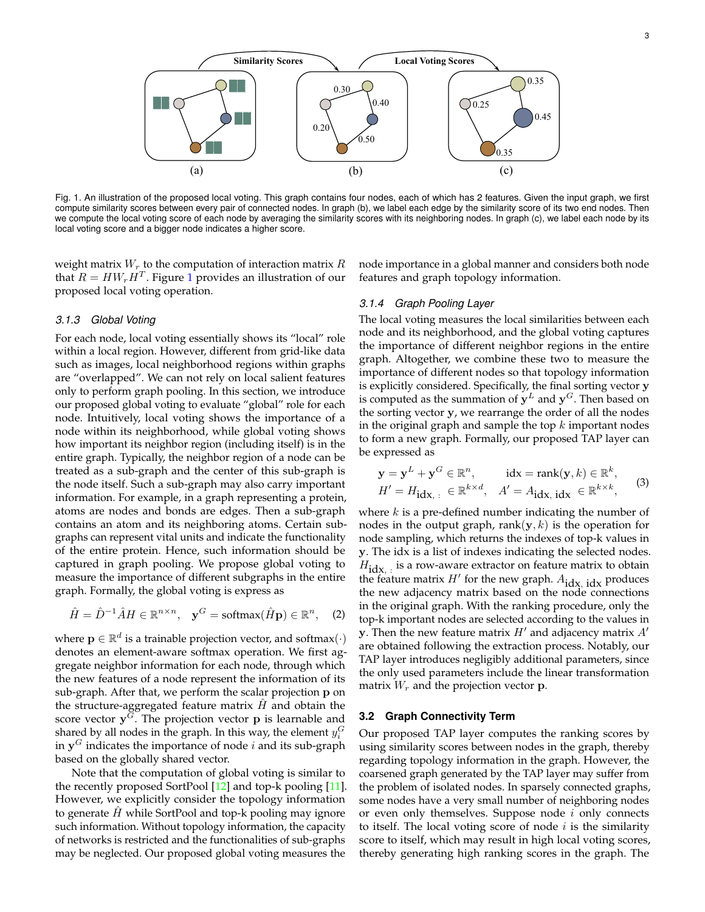Fig. 1. An illustration of the proposed local voting. This graph contains four nodes, each of which has 2 features. Given the input graph, we first compute similarity scores between every pair of connected nodes. In graph (b), we label each edge by the similarity score of its two end nodes. Then we compute the local voting score of each node by averaging the similarity scores with its neighboring nodes. In graph (c), we label each node by its local voting score and a bigger node indicates a higher score.

weight matrix $W_r$ to the computation of interaction matrix $R$ that $R = HW_rH^T$. Figure 1 provides an illustration of our proposed local voting operation.

#### 3.1.3 Global Voting

For each node, local voting essentially shows its "local" role within a local region. However, different from grid-like data such as images, local neighborhood regions within graphs are "overlapped". We can not rely on local salient features only to perform graph pooling. In this section, we introduce our proposed global voting to evaluate "global" role for each node. Intuitively, local voting shows the importance of a node within its neighborhood, while global voting shows how important its neighbor region (including itself) is in the entire graph. Typically, the neighbor region of a node can be treated as a sub-graph and the center of this sub-graph is the node itself. Such a sub-graph may also carry important information. For example, in a graph representing a protein, atoms are nodes and bonds are edges. Then a sub-graph contains an atom and its neighboring atoms. Certain sub-graphs can represent vital units and indicate the functionality of the entire protein. Hence, such information should be captured in graph pooling. We propose global voting to measure the importance of different subgraphs in the entire graph. Formally, the global voting is express as

$$\hat{H} = \hat{D}^{-1}\hat{A}H \in \mathbb{R}^{n \times n}, \quad \mathbf{y}^G = \text{softmax}(\hat{H}\mathbf{p}) \in \mathbb{R}^n, \quad (2)$$

where $\mathbf{p} \in \mathbb{R}^d$ is a trainable projection vector, and softmax$(\cdot)$ denotes an element-aware softmax operation. We first aggregate neighbor information for each node, through which the new features of a node represent the information of its sub-graph. After that, we perform the scalar projection $\mathbf{p}$ on the structure-aggregated feature matrix $\hat{H}$ and obtain the score vector $\mathbf{y}^G$. The projection vector $\mathbf{p}$ is learnable and shared by all nodes in the graph. In this way, the element $y_i^G$ in $\mathbf{y}^G$ indicates the importance of node $i$ and its sub-graph based on the globally shared vector.

Note that the computation of global voting is similar to the recently proposed SortPool [12] and top-k pooling [11]. However, we explicitly consider the topology information to generate $\hat{H}$ while SortPool and top-k pooling may ignore such information. Without topology information, the capacity of networks is restricted and the functionalities of sub-graphs may be neglected. Our proposed global voting measures the node importance in a global manner and considers both node features and graph topology information.

#### 3.1.4 Graph Pooling Layer

The local voting measures the local similarities between each node and its neighborhood, and the global voting captures the importance of different neighbor regions in the entire graph. Altogether, we combine these two to measure the importance of different nodes so that topology information is explicitly considered. Specifically, the final sorting vector $\mathbf{y}$ is computed as the summation of $\mathbf{y}^L$ and $\mathbf{y}^G$. Then based on the sorting vector $\mathbf{y}$, we rearrange the order of all the nodes in the original graph and sample the top $k$ important nodes to form a new graph. Formally, our proposed TAP layer can be expressed as

$$\begin{aligned} \mathbf{y} &= \mathbf{y}^L + \mathbf{y}^G \in \mathbb{R}^n, \qquad \text{idx} = \text{rank}(\mathbf{y}, k) \in \mathbb{R}^k, \\ H' &= H_{\text{idx},:} \in \mathbb{R}^{k \times d}, \quad A' = A_{\text{idx},\,\text{idx}} \in \mathbb{R}^{k \times k}, \end{aligned} \quad (3)$$

where $k$ is a pre-defined number indicating the number of nodes in the output graph, rank$(\mathbf{y}, k)$ is the operation for node sampling, which returns the indexes of top-k values in $\mathbf{y}$. The idx is a list of indexes indicating the selected nodes. $H_{\text{idx},:}$ is a row-aware extractor on feature matrix to obtain the feature matrix $H'$ for the new graph. $A_{\text{idx},\,\text{idx}}$ produces the new adjacency matrix based on the node connections in the original graph. With the ranking procedure, only the top-k important nodes are selected according to the values in $\mathbf{y}$. Then the new feature matrix $H'$ and adjacency matrix $A'$ are obtained following the extraction process. Notably, our TAP layer introduces negligibly additional parameters, since the only used parameters include the linear transformation matrix $W_r$ and the projection vector $\mathbf{p}$.

### 3.2 Graph Connectivity Term

Our proposed TAP layer computes the ranking scores by using similarity scores between nodes in the graph, thereby regarding topology information in the graph. However, the coarsened graph generated by the TAP layer may suffer from the problem of isolated nodes. In sparsely connected graphs, some nodes have a very small number of neighboring nodes or even only themselves. Suppose node $i$ only connects to itself. The local voting score of node $i$ is the similarity score to itself, which may result in high local voting scores, thereby generating high ranking scores in the graph. The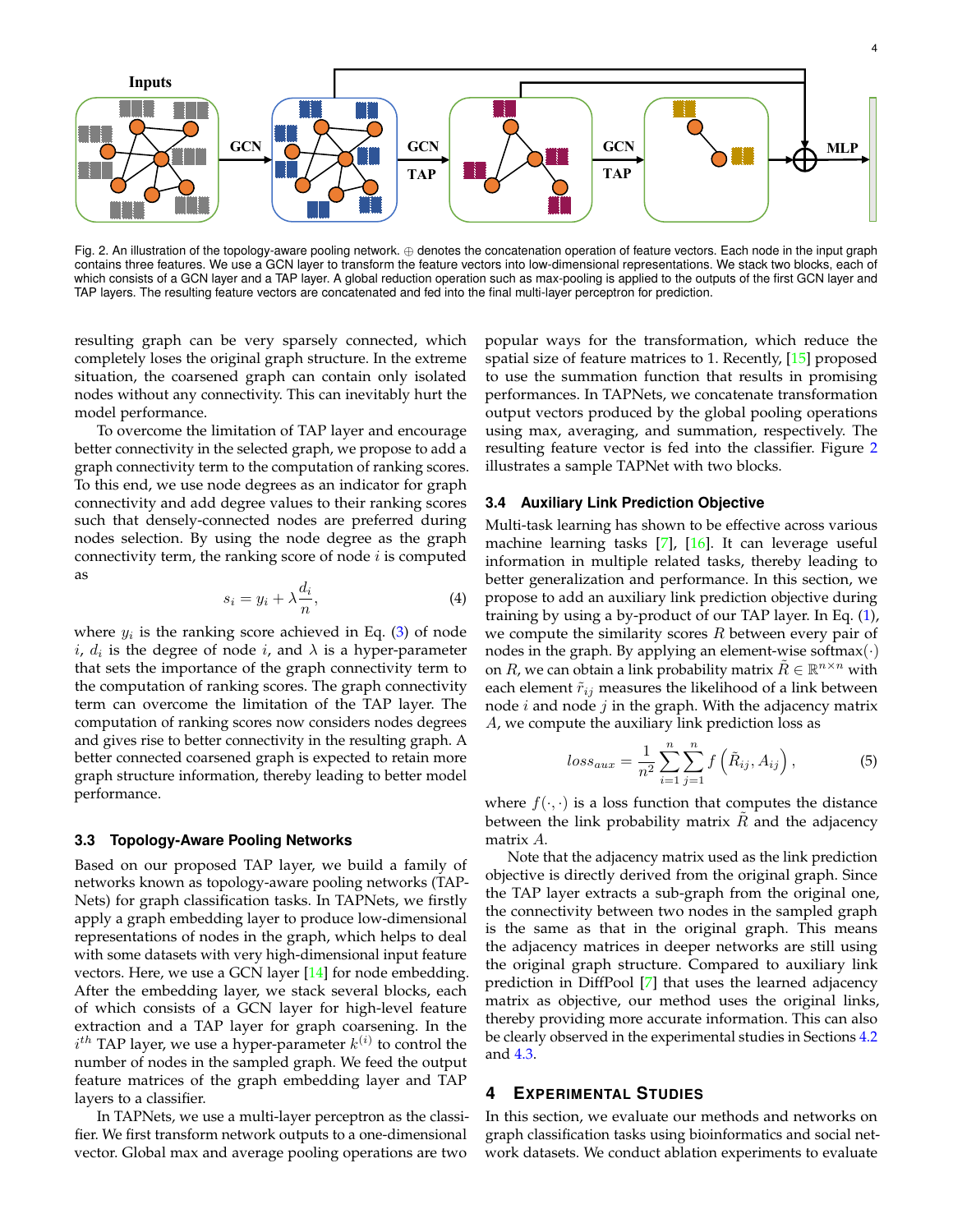Fig. 2. An illustration of the topology-aware pooling network. $\oplus$ denotes the concatenation operation of feature vectors. Each node in the input graph contains three features. We use a GCN layer to transform the feature vectors into low-dimensional representations. We stack two blocks, each of which consists of a GCN layer and a TAP layer. A global reduction operation such as max-pooling is applied to the outputs of the first GCN layer and TAP layers. The resulting feature vectors are concatenated and fed into the final multi-layer perceptron for prediction.

resulting graph can be very sparsely connected, which completely loses the original graph structure. In the extreme situation, the coarsened graph can contain only isolated nodes without any connectivity. This can inevitably hurt the model performance.

To overcome the limitation of TAP layer and encourage better connectivity in the selected graph, we propose to add a graph connectivity term to the computation of ranking scores. To this end, we use node degrees as an indicator for graph connectivity and add degree values to their ranking scores such that densely-connected nodes are preferred during nodes selection. By using the node degree as the graph connectivity term, the ranking score of node $i$ is computed as

$$s_i = y_i + \lambda \frac{d_i}{n}, \tag{4}$$

where $y_i$ is the ranking score achieved in Eq. (3) of node $i$, $d_i$ is the degree of node $i$, and $\lambda$ is a hyper-parameter that sets the importance of the graph connectivity term to the computation of ranking scores. The graph connectivity term can overcome the limitation of the TAP layer. The computation of ranking scores now considers nodes degrees and gives rise to better connectivity in the resulting graph. A better connected coarsened graph is expected to retain more graph structure information, thereby leading to better model performance.

### 3.3 Topology-Aware Pooling Networks

Based on our proposed TAP layer, we build a family of networks known as topology-aware pooling networks (TAPNets) for graph classification tasks. In TAPNets, we firstly apply a graph embedding layer to produce low-dimensional representations of nodes in the graph, which helps to deal with some datasets with very high-dimensional input feature vectors. Here, we use a GCN layer [14] for node embedding. After the embedding layer, we stack several blocks, each of which consists of a GCN layer for high-level feature extraction and a TAP layer for graph coarsening. In the $i^{th}$ TAP layer, we use a hyper-parameter $k^{(i)}$ to control the number of nodes in the sampled graph. We feed the output feature matrices of the graph embedding layer and TAP layers to a classifier.

In TAPNets, we use a multi-layer perceptron as the classifier. We first transform network outputs to a one-dimensional vector. Global max and average pooling operations are two popular ways for the transformation, which reduce the spatial size of feature matrices to 1. Recently, [15] proposed to use the summation function that results in promising performances. In TAPNets, we concatenate transformation output vectors produced by the global pooling operations using max, averaging, and summation, respectively. The resulting feature vector is fed into the classifier. Figure 2 illustrates a sample TAPNet with two blocks.

### 3.4 Auxiliary Link Prediction Objective

Multi-task learning has shown to be effective across various machine learning tasks [7], [16]. It can leverage useful information in multiple related tasks, thereby leading to better generalization and performance. In this section, we propose to add an auxiliary link prediction objective during training by using a by-product of our TAP layer. In Eq. (1), we compute the similarity scores $R$ between every pair of nodes in the graph. By applying an element-wise softmax$(\cdot)$ on $R$, we can obtain a link probability matrix $\tilde{R} \in \mathbb{R}^{n\times n}$ with each element $\tilde{r}_{ij}$ measures the likelihood of a link between node $i$ and node $j$ in the graph. With the adjacency matrix $A$, we compute the auxiliary link prediction loss as

$$loss_{aux} = \frac{1}{n^2}\sum_{i=1}^{n}\sum_{j=1}^{n} f\left(\tilde{R}_{ij}, A_{ij}\right), \tag{5}$$

where $f(\cdot,\cdot)$ is a loss function that computes the distance between the link probability matrix $\tilde{R}$ and the adjacency matrix $A$.

Note that the adjacency matrix used as the link prediction objective is directly derived from the original graph. Since the TAP layer extracts a sub-graph from the original one, the connectivity between two nodes in the sampled graph is the same as that in the original graph. This means the adjacency matrices in deeper networks are still using the original graph structure. Compared to auxiliary link prediction in DiffPool [7] that uses the learned adjacency matrix as objective, our method uses the original links, thereby providing more accurate information. This can also be clearly observed in the experimental studies in Sections 4.2 and 4.3.

## 4 Experimental Studies

In this section, we evaluate our methods and networks on graph classification tasks using bioinformatics and social network datasets. We conduct ablation experiments to evaluate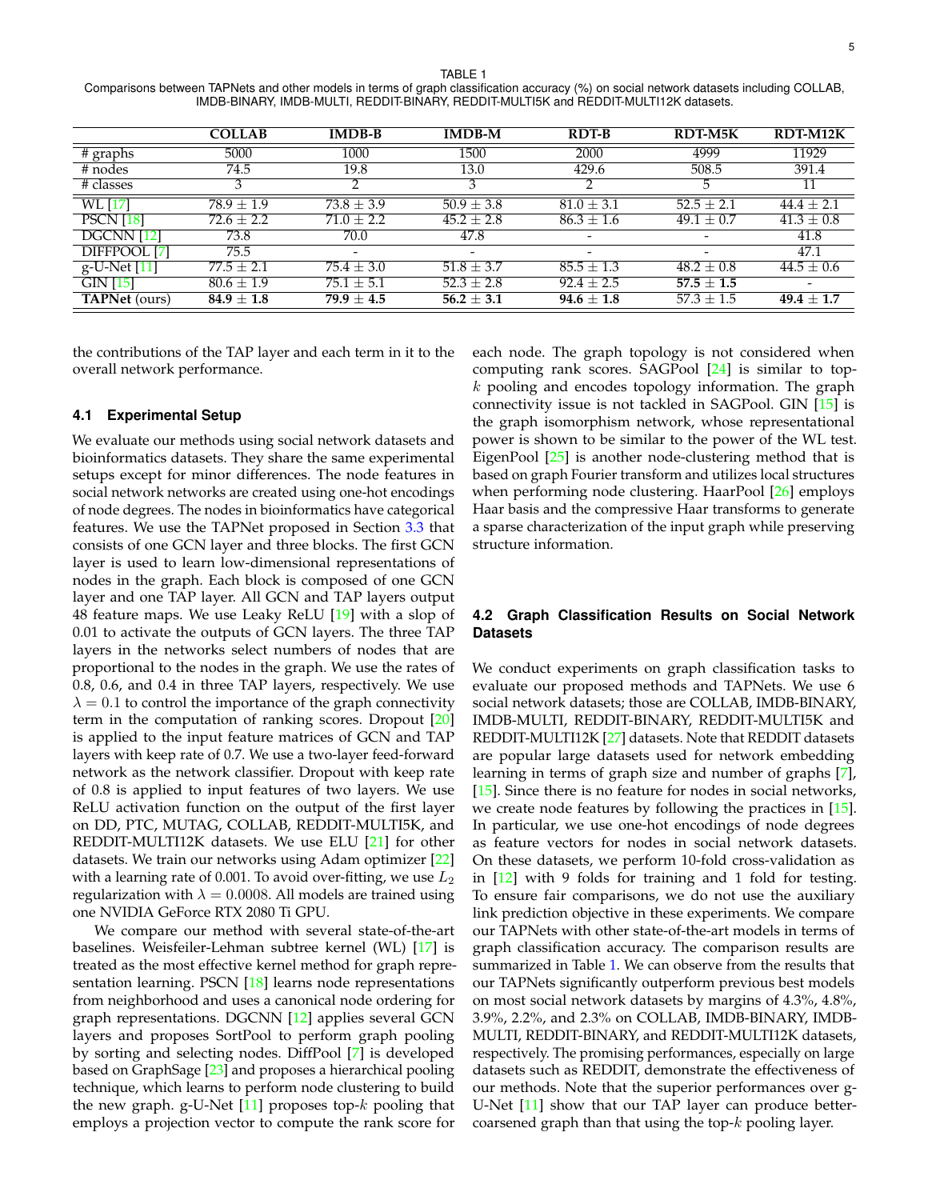TABLE 1
Comparisons between TAPNets and other models in terms of graph classification accuracy (%) on social network datasets including COLLAB, IMDB-BINARY, IMDB-MULTI, REDDIT-BINARY, REDDIT-MULTI5K and REDDIT-MULTI12K datasets.

| | **COLLAB** | **IMDB-B** | **IMDB-M** | **RDT-B** | **RDT-M5K** | **RDT-M12K** |
|---|---|---|---|---|---|---|
| # graphs | 5000 | 1000 | 1500 | 2000 | 4999 | 11929 |
| # nodes | 74.5 | 19.8 | 13.0 | 429.6 | 508.5 | 391.4 |
| # classes | 3 | 2 | 3 | 2 | 5 | 11 |
| WL [17] | $78.9 \pm 1.9$ | $73.8 \pm 3.9$ | $50.9 \pm 3.8$ | $81.0 \pm 3.1$ | $52.5 \pm 2.1$ | $44.4 \pm 2.1$ |
| PSCN [18] | $72.6 \pm 2.2$ | $71.0 \pm 2.2$ | $45.2 \pm 2.8$ | $86.3 \pm 1.6$ | $49.1 \pm 0.7$ | $41.3 \pm 0.8$ |
| DGCNN [12] | 73.8 | 70.0 | 47.8 | - | - | 41.8 |
| DIFFPOOL [7] | 75.5 | - | - | - | - | 47.1 |
| g-U-Net [11] | $77.5 \pm 2.1$ | $75.4 \pm 3.0$ | $51.8 \pm 3.7$ | $85.5 \pm 1.3$ | $48.2 \pm 0.8$ | $44.5 \pm 0.6$ |
| GIN [15] | $80.6 \pm 1.9$ | $75.1 \pm 5.1$ | $52.3 \pm 2.8$ | $92.4 \pm 2.5$ | $\mathbf{57.5 \pm 1.5}$ | - |
| **TAPNet** (ours) | $\mathbf{84.9 \pm 1.8}$ | $\mathbf{79.9 \pm 4.5}$ | $\mathbf{56.2 \pm 3.1}$ | $\mathbf{94.6 \pm 1.8}$ | $57.3 \pm 1.5$ | $\mathbf{49.4 \pm 1.7}$ |

the contributions of the TAP layer and each term in it to the overall network performance.

### 4.1 Experimental Setup

We evaluate our methods using social network datasets and bioinformatics datasets. They share the same experimental setups except for minor differences. The node features in social network networks are created using one-hot encodings of node degrees. The nodes in bioinformatics have categorical features. We use the TAPNet proposed in Section 3.3 that consists of one GCN layer and three blocks. The first GCN layer is used to learn low-dimensional representations of nodes in the graph. Each block is composed of one GCN layer and one TAP layer. All GCN and TAP layers output 48 feature maps. We use Leaky ReLU [19] with a slop of 0.01 to activate the outputs of GCN layers. The three TAP layers in the networks select numbers of nodes that are proportional to the nodes in the graph. We use the rates of 0.8, 0.6, and 0.4 in three TAP layers, respectively. We use $\lambda = 0.1$ to control the importance of the graph connectivity term in the computation of ranking scores. Dropout [20] is applied to the input feature matrices of GCN and TAP layers with keep rate of 0.7. We use a two-layer feed-forward network as the network classifier. Dropout with keep rate of 0.8 is applied to input features of two layers. We use ReLU activation function on the output of the first layer on DD, PTC, MUTAG, COLLAB, REDDIT-MULTI5K, and REDDIT-MULTI12K datasets. We use ELU [21] for other datasets. We train our networks using Adam optimizer [22] with a learning rate of 0.001. To avoid over-fitting, we use $L_2$ regularization with $\lambda = 0.0008$. All models are trained using one NVIDIA GeForce RTX 2080 Ti GPU.

We compare our method with several state-of-the-art baselines. Weisfeiler-Lehman subtree kernel (WL) [17] is treated as the most effective kernel method for graph representation learning. PSCN [18] learns node representations from neighborhood and uses a canonical node ordering for graph representations. DGCNN [12] applies several GCN layers and proposes SortPool to perform graph pooling by sorting and selecting nodes. DiffPool [7] is developed based on GraphSage [23] and proposes a hierarchical pooling technique, which learns to perform node clustering to build the new graph. g-U-Net [11] proposes top-$k$ pooling that employs a projection vector to compute the rank score for each node. The graph topology is not considered when computing rank scores. SAGPool [24] is similar to top-$k$ pooling and encodes topology information. The graph connectivity issue is not tackled in SAGPool. GIN [15] is the graph isomorphism network, whose representational power is shown to be similar to the power of the WL test. EigenPool [25] is another node-clustering method that is based on graph Fourier transform and utilizes local structures when performing node clustering. HaarPool [26] employs Haar basis and the compressive Haar transforms to generate a sparse characterization of the input graph while preserving structure information.

### 4.2 Graph Classification Results on Social Network Datasets

We conduct experiments on graph classification tasks to evaluate our proposed methods and TAPNets. We use 6 social network datasets; those are COLLAB, IMDB-BINARY, IMDB-MULTI, REDDIT-BINARY, REDDIT-MULTI5K and REDDIT-MULTI12K [27] datasets. Note that REDDIT datasets are popular large datasets used for network embedding learning in terms of graph size and number of graphs [7], [15]. Since there is no feature for nodes in social networks, we create node features by following the practices in [15]. In particular, we use one-hot encodings of node degrees as feature vectors for nodes in social network datasets. On these datasets, we perform 10-fold cross-validation as in [12] with 9 folds for training and 1 fold for testing. To ensure fair comparisons, we do not use the auxiliary link prediction objective in these experiments. We compare our TAPNets with other state-of-the-art models in terms of graph classification accuracy. The comparison results are summarized in Table 1. We can observe from the results that our TAPNets significantly outperform previous best models on most social network datasets by margins of 4.3%, 4.8%, 3.9%, 2.2%, and 2.3% on COLLAB, IMDB-BINARY, IMDB-MULTI, REDDIT-BINARY, and REDDIT-MULTI12K datasets, respectively. The promising performances, especially on large datasets such as REDDIT, demonstrate the effectiveness of our methods. Note that the superior performances over g-U-Net [11] show that our TAP layer can produce better-coarsened graph than that using the top-$k$ pooling layer.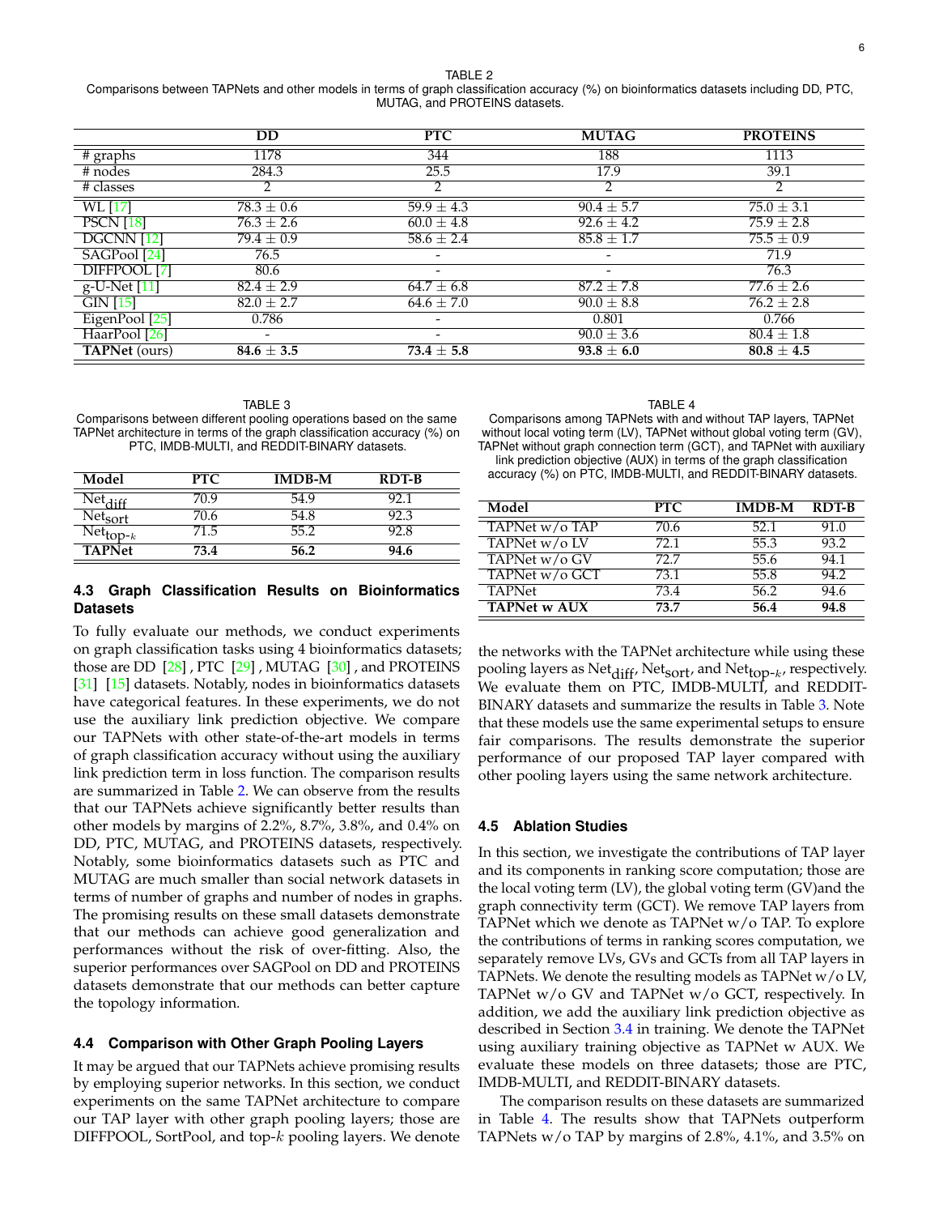TABLE 2
Comparisons between TAPNets and other models in terms of graph classification accuracy (%) on bioinformatics datasets including DD, PTC, MUTAG, and PROTEINS datasets.

| | DD | PTC | MUTAG | PROTEINS |
|---|---|---|---|---|
| # graphs | 1178 | 344 | 188 | 1113 |
| # nodes | 284.3 | 25.5 | 17.9 | 39.1 |
| # classes | 2 | 2 | 2 | 2 |
| WL [17] | $78.3 \pm 0.6$ | $59.9 \pm 4.3$ | $90.4 \pm 5.7$ | $75.0 \pm 3.1$ |
| PSCN [18] | $76.3 \pm 2.6$ | $60.0 \pm 4.8$ | $92.6 \pm 4.2$ | $75.9 \pm 2.8$ |
| DGCNN [12] | $79.4 \pm 0.9$ | $58.6 \pm 2.4$ | $85.8 \pm 1.7$ | $75.5 \pm 0.9$ |
| SAGPool [24] | 76.5 | - | - | 71.9 |
| DIFFPOOL [7] | 80.6 | - | - | 76.3 |
| g-U-Net [11] | $82.4 \pm 2.9$ | $64.7 \pm 6.8$ | $87.2 \pm 7.8$ | $77.6 \pm 2.6$ |
| GIN [15] | $82.0 \pm 2.7$ | $64.6 \pm 7.0$ | $90.0 \pm 8.8$ | $76.2 \pm 2.8$ |
| EigenPool [25] | 0.786 | - | 0.801 | 0.766 |
| HaarPool [26] | - | - | $90.0 \pm 3.6$ | $80.4 \pm 1.8$ |
| **TAPNet** (ours) | $\mathbf{84.6 \pm 3.5}$ | $\mathbf{73.4 \pm 5.8}$ | $\mathbf{93.8 \pm 6.0}$ | $\mathbf{80.8 \pm 4.5}$ |

TABLE 3
Comparisons between different pooling operations based on the same TAPNet architecture in terms of the graph classification accuracy (%) on PTC, IMDB-MULTI, and REDDIT-BINARY datasets.

| Model | PTC | IMDB-M | RDT-B |
|---|---|---|---|
| $\text{Net}_{\text{diff}}$ | 70.9 | 54.9 | 92.1 |
| $\text{Net}_{\text{sort}}$ | 70.6 | 54.8 | 92.3 |
| $\text{Net}_{\text{top-}k}$ | 71.5 | 55.2 | 92.8 |
| **TAPNet** | **73.4** | **56.2** | **94.6** |

### 4.3 Graph Classification Results on Bioinformatics Datasets

To fully evaluate our methods, we conduct experiments on graph classification tasks using 4 bioinformatics datasets; those are DD [28] , PTC [29] , MUTAG [30] , and PROTEINS [31] [15] datasets. Notably, nodes in bioinformatics datasets have categorical features. In these experiments, we do not use the auxiliary link prediction objective. We compare our TAPNets with other state-of-the-art models in terms of graph classification accuracy without using the auxiliary link prediction term in loss function. The comparison results are summarized in Table 2. We can observe from the results that our TAPNets achieve significantly better results than other models by margins of 2.2%, 8.7%, 3.8%, and 0.4% on DD, PTC, MUTAG, and PROTEINS datasets, respectively. Notably, some bioinformatics datasets such as PTC and MUTAG are much smaller than social network datasets in terms of number of graphs and number of nodes in graphs. The promising results on these small datasets demonstrate that our methods can achieve good generalization and performances without the risk of over-fitting. Also, the superior performances over SAGPool on DD and PROTEINS datasets demonstrate that our methods can better capture the topology information.

### 4.4 Comparison with Other Graph Pooling Layers

It may be argued that our TAPNets achieve promising results by employing superior networks. In this section, we conduct experiments on the same TAPNet architecture to compare our TAP layer with other graph pooling layers; those are DIFFPOOL, SortPool, and top-$k$ pooling layers. We denote the networks with the TAPNet architecture while using these pooling layers as $\text{Net}_{\text{diff}}$, $\text{Net}_{\text{sort}}$, and $\text{Net}_{\text{top-}k}$, respectively. We evaluate them on PTC, IMDB-MULTI, and REDDIT-BINARY datasets and summarize the results in Table 3. Note that these models use the same experimental setups to ensure fair comparisons. The results demonstrate the superior performance of our proposed TAP layer compared with other pooling layers using the same network architecture.

TABLE 4
Comparisons among TAPNets with and without TAP layers, TAPNet without local voting term (LV), TAPNet without global voting term (GV), TAPNet without graph connection term (GCT), and TAPNet with auxiliary link prediction objective (AUX) in terms of the graph classification accuracy (%) on PTC, IMDB-MULTI, and REDDIT-BINARY datasets.

| Model | PTC | IMDB-M | RDT-B |
|---|---|---|---|
| TAPNet w/o TAP | 70.6 | 52.1 | 91.0 |
| TAPNet w/o LV | 72.1 | 55.3 | 93.2 |
| TAPNet w/o GV | 72.7 | 55.6 | 94.1 |
| TAPNet w/o GCT | 73.1 | 55.8 | 94.2 |
| TAPNet | 73.4 | 56.2 | 94.6 |
| **TAPNet w AUX** | **73.7** | **56.4** | **94.8** |

### 4.5 Ablation Studies

In this section, we investigate the contributions of TAP layer and its components in ranking score computation; those are the local voting term (LV), the global voting term (GV)and the graph connectivity term (GCT). We remove TAP layers from TAPNet which we denote as TAPNet w/o TAP. To explore the contributions of terms in ranking scores computation, we separately remove LVs, GVs and GCTs from all TAP layers in TAPNets. We denote the resulting models as TAPNet w/o LV, TAPNet w/o GV and TAPNet w/o GCT, respectively. In addition, we add the auxiliary link prediction objective as described in Section 3.4 in training. We denote the TAPNet using auxiliary training objective as TAPNet w AUX. We evaluate these models on three datasets; those are PTC, IMDB-MULTI, and REDDIT-BINARY datasets.

The comparison results on these datasets are summarized in Table 4. The results show that TAPNets outperform TAPNets w/o TAP by margins of 2.8%, 4.1%, and 3.5% on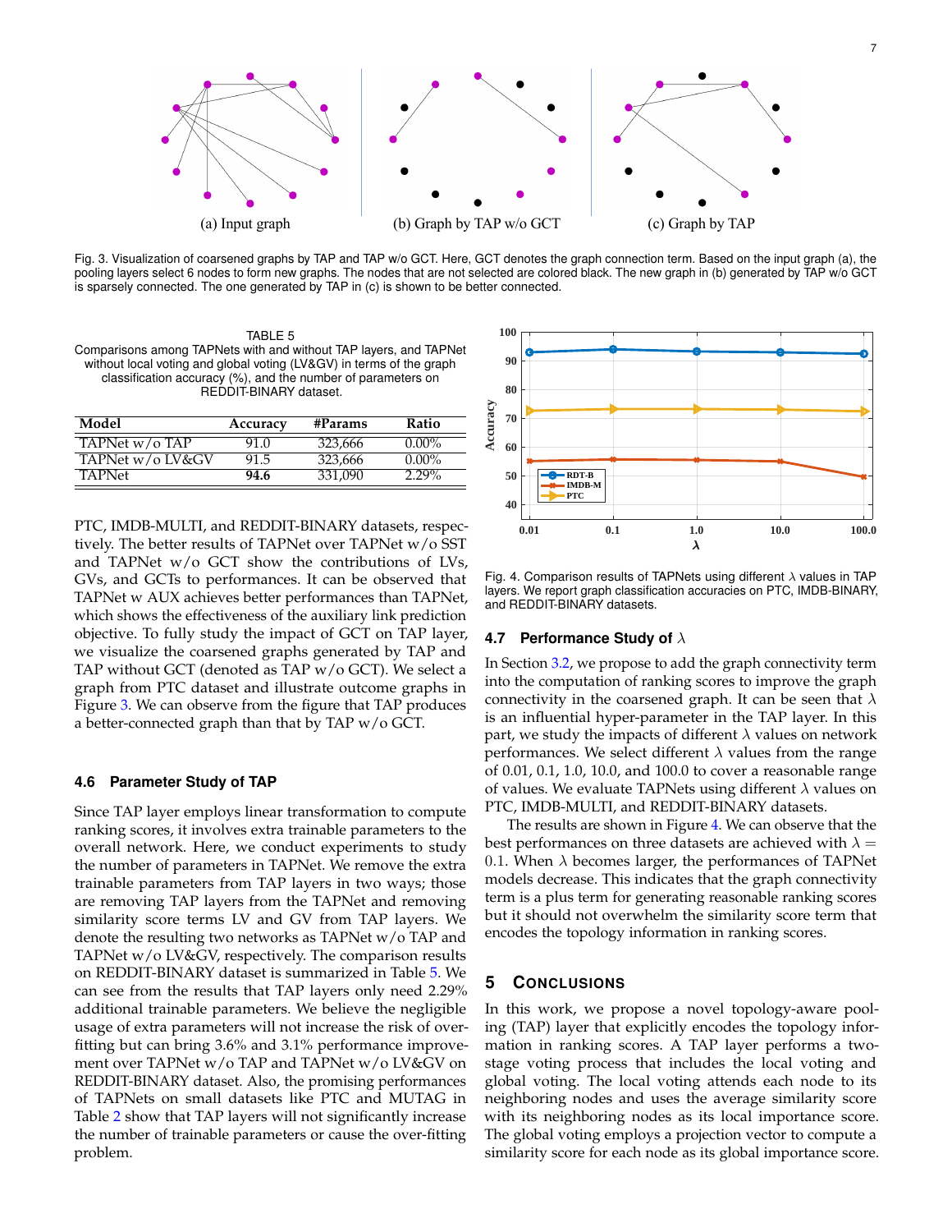(a) Input graph

(b) Graph by TAP w/o GCT

(c) Graph by TAP

Fig. 3. Visualization of coarsened graphs by TAP and TAP w/o GCT. Here, GCT denotes the graph connection term. Based on the input graph (a), the pooling layers select 6 nodes to form new graphs. The nodes that are not selected are colored black. The new graph in (b) generated by TAP w/o GCT is sparsely connected. The one generated by TAP in (c) is shown to be better connected.

TABLE 5
Comparisons among TAPNets with and without TAP layers, and TAPNet without local voting and global voting (LV&GV) in terms of the graph classification accuracy (%), and the number of parameters on REDDIT-BINARY dataset.

| Model | Accuracy | #Params | Ratio |
|---|---|---|---|
| TAPNet w/o TAP | 91.0 | 323,666 | 0.00% |
| TAPNet w/o LV&GV | 91.5 | 323,666 | 0.00% |
| TAPNet | **94.6** | 331,090 | 2.29% |

PTC, IMDB-MULTI, and REDDIT-BINARY datasets, respectively. The better results of TAPNet over TAPNet w/o SST and TAPNet w/o GCT show the contributions of LVs, GVs, and GCTs to performances. It can be observed that TAPNet w AUX achieves better performances than TAPNet, which shows the effectiveness of the auxiliary link prediction objective. To fully study the impact of GCT on TAP layer, we visualize the coarsened graphs generated by TAP and TAP without GCT (denoted as TAP w/o GCT). We select a graph from PTC dataset and illustrate outcome graphs in Figure 3. We can observe from the figure that TAP produces a better-connected graph than that by TAP w/o GCT.

### 4.6 Parameter Study of TAP

Since TAP layer employs linear transformation to compute ranking scores, it involves extra trainable parameters to the overall network. Here, we conduct experiments to study the number of parameters in TAPNet. We remove the extra trainable parameters from TAP layers in two ways; those are removing TAP layers from the TAPNet and removing similarity score terms LV and GV from TAP layers. We denote the resulting two networks as TAPNet w/o TAP and TAPNet w/o LV&GV, respectively. The comparison results on REDDIT-BINARY dataset is summarized in Table 5. We can see from the results that TAP layers only need 2.29% additional trainable parameters. We believe the negligible usage of extra parameters will not increase the risk of over-fitting but can bring 3.6% and 3.1% performance improvement over TAPNet w/o TAP and TAPNet w/o LV&GV on REDDIT-BINARY dataset. Also, the promising performances of TAPNets on small datasets like PTC and MUTAG in Table 2 show that TAP layers will not significantly increase the number of trainable parameters or cause the over-fitting problem.

Fig. 4. Comparison results of TAPNets using different $\lambda$ values in TAP layers. We report graph classification accuracies on PTC, IMDB-BINARY, and REDDIT-BINARY datasets.

### 4.7 Performance Study of $\lambda$

In Section 3.2, we propose to add the graph connectivity term into the computation of ranking scores to improve the graph connectivity in the coarsened graph. It can be seen that $\lambda$ is an influential hyper-parameter in the TAP layer. In this part, we study the impacts of different $\lambda$ values on network performances. We select different $\lambda$ values from the range of 0.01, 0.1, 1.0, 10.0, and 100.0 to cover a reasonable range of values. We evaluate TAPNets using different $\lambda$ values on PTC, IMDB-MULTI, and REDDIT-BINARY datasets.

The results are shown in Figure 4. We can observe that the best performances on three datasets are achieved with $\lambda = 0.1$. When $\lambda$ becomes larger, the performances of TAPNet models decrease. This indicates that the graph connectivity term is a plus term for generating reasonable ranking scores but it should not overwhelm the similarity score term that encodes the topology information in ranking scores.

## 5 Conclusions

In this work, we propose a novel topology-aware pooling (TAP) layer that explicitly encodes the topology information in ranking scores. A TAP layer performs a two-stage voting process that includes the local voting and global voting. The local voting attends each node to its neighboring nodes and uses the average similarity score with its neighboring nodes as its local importance score. The global voting employs a projection vector to compute a similarity score for each node as its global importance score.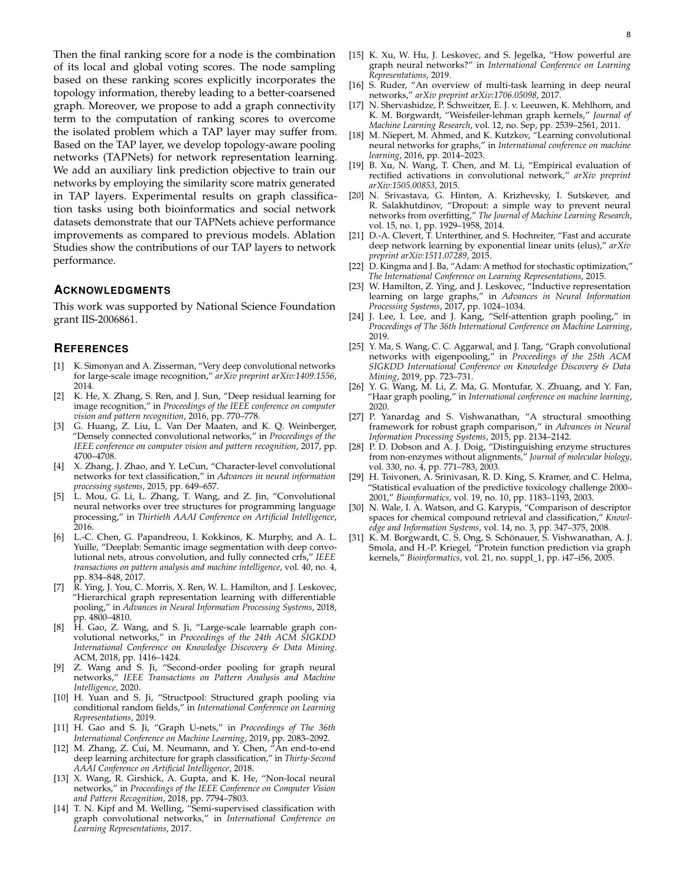Then the final ranking score for a node is the combination of its local and global voting scores. The node sampling based on these ranking scores explicitly incorporates the topology information, thereby leading to a better-coarsened graph. Moreover, we propose to add a graph connectivity term to the computation of ranking scores to overcome the isolated problem which a TAP layer may suffer from. Based on the TAP layer, we develop topology-aware pooling networks (TAPNets) for network representation learning. We add an auxiliary link prediction objective to train our networks by employing the similarity score matrix generated in TAP layers. Experimental results on graph classification tasks using both bioinformatics and social network datasets demonstrate that our TAPNets achieve performance improvements as compared to previous models. Ablation Studies show the contributions of our TAP layers to network performance.

## Acknowledgments

This work was supported by National Science Foundation grant IIS-2006861.

## References

[1] K. Simonyan and A. Zisserman, "Very deep convolutional networks for large-scale image recognition," *arXiv preprint arXiv:1409.1556*, 2014.

[2] K. He, X. Zhang, S. Ren, and J. Sun, "Deep residual learning for image recognition," in *Proceedings of the IEEE conference on computer vision and pattern recognition*, 2016, pp. 770–778.

[3] G. Huang, Z. Liu, L. Van Der Maaten, and K. Q. Weinberger, "Densely connected convolutional networks," in *Proceedings of the IEEE conference on computer vision and pattern recognition*, 2017, pp. 4700–4708.

[4] X. Zhang, J. Zhao, and Y. LeCun, "Character-level convolutional networks for text classification," in *Advances in neural information processing systems*, 2015, pp. 649–657.

[5] L. Mou, G. Li, L. Zhang, T. Wang, and Z. Jin, "Convolutional neural networks over tree structures for programming language processing," in *Thirtieth AAAI Conference on Artificial Intelligence*, 2016.

[6] L.-C. Chen, G. Papandreou, I. Kokkinos, K. Murphy, and A. L. Yuille, "Deeplab: Semantic image segmentation with deep convolutional nets, atrous convolution, and fully connected crfs," *IEEE transactions on pattern analysis and machine intelligence*, vol. 40, no. 4, pp. 834–848, 2017.

[7] R. Ying, J. You, C. Morris, X. Ren, W. L. Hamilton, and J. Leskovec, "Hierarchical graph representation learning with differentiable pooling," in *Advances in Neural Information Processing Systems*, 2018, pp. 4800–4810.

[8] H. Gao, Z. Wang, and S. Ji, "Large-scale learnable graph convolutional networks," in *Proceedings of the 24th ACM SIGKDD International Conference on Knowledge Discovery & Data Mining*. ACM, 2018, pp. 1416–1424.

[9] Z. Wang and S. Ji, "Second-order pooling for graph neural networks," *IEEE Transactions on Pattern Analysis and Machine Intelligence*, 2020.

[10] H. Yuan and S. Ji, "Structpool: Structured graph pooling via conditional random fields," in *International Conference on Learning Representations*, 2019.

[11] H. Gao and S. Ji, "Graph U-nets," in *Proceedings of The 36th International Conference on Machine Learning*, 2019, pp. 2083–2092.

[12] M. Zhang, Z. Cui, M. Neumann, and Y. Chen, "An end-to-end deep learning architecture for graph classification," in *Thirty-Second AAAI Conference on Artificial Intelligence*, 2018.

[13] X. Wang, R. Girshick, A. Gupta, and K. He, "Non-local neural networks," in *Proceedings of the IEEE Conference on Computer Vision and Pattern Recognition*, 2018, pp. 7794–7803.

[14] T. N. Kipf and M. Welling, "Semi-supervised classification with graph convolutional networks," in *International Conference on Learning Representations*, 2017.

[15] K. Xu, W. Hu, J. Leskovec, and S. Jegelka, "How powerful are graph neural networks?" in *International Conference on Learning Representations*, 2019.

[16] S. Ruder, "An overview of multi-task learning in deep neural networks," *arXiv preprint arXiv:1706.05098*, 2017.

[17] N. Shervashidze, P. Schweitzer, E. J. v. Leeuwen, K. Mehlhorn, and K. M. Borgwardt, "Weisfeiler-lehman graph kernels," *Journal of Machine Learning Research*, vol. 12, no. Sep, pp. 2539–2561, 2011.

[18] M. Niepert, M. Ahmed, and K. Kutzkov, "Learning convolutional neural networks for graphs," in *International conference on machine learning*, 2016, pp. 2014–2023.

[19] B. Xu, N. Wang, T. Chen, and M. Li, "Empirical evaluation of rectified activations in convolutional network," *arXiv preprint arXiv:1505.00853*, 2015.

[20] N. Srivastava, G. Hinton, A. Krizhevsky, I. Sutskever, and R. Salakhutdinov, "Dropout: a simple way to prevent neural networks from overfitting," *The Journal of Machine Learning Research*, vol. 15, no. 1, pp. 1929–1958, 2014.

[21] D.-A. Clevert, T. Unterthiner, and S. Hochreiter, "Fast and accurate deep network learning by exponential linear units (elus)," *arXiv preprint arXiv:1511.07289*, 2015.

[22] D. Kingma and J. Ba, "Adam: A method for stochastic optimization," *The International Conference on Learning Representations*, 2015.

[23] W. Hamilton, Z. Ying, and J. Leskovec, "Inductive representation learning on large graphs," in *Advances in Neural Information Processing Systems*, 2017, pp. 1024–1034.

[24] J. Lee, I. Lee, and J. Kang, "Self-attention graph pooling," in *Proceedings of The 36th International Conference on Machine Learning*, 2019.

[25] Y. Ma, S. Wang, C. C. Aggarwal, and J. Tang, "Graph convolutional networks with eigenpooling," in *Proceedings of the 25th ACM SIGKDD International Conference on Knowledge Discovery & Data Mining*, 2019, pp. 723–731.

[26] Y. G. Wang, M. Li, Z. Ma, G. Montufar, X. Zhuang, and Y. Fan, "Haar graph pooling," in *International conference on machine learning*, 2020.

[27] P. Yanardag and S. Vishwanathan, "A structural smoothing framework for robust graph comparison," in *Advances in Neural Information Processing Systems*, 2015, pp. 2134–2142.

[28] P. D. Dobson and A. J. Doig, "Distinguishing enzyme structures from non-enzymes without alignments," *Journal of molecular biology*, vol. 330, no. 4, pp. 771–783, 2003.

[29] H. Toivonen, A. Srinivasan, R. D. King, S. Kramer, and C. Helma, "Statistical evaluation of the predictive toxicology challenge 2000–2001," *Bioinformatics*, vol. 19, no. 10, pp. 1183–1193, 2003.

[30] N. Wale, I. A. Watson, and G. Karypis, "Comparison of descriptor spaces for chemical compound retrieval and classification," *Knowledge and Information Systems*, vol. 14, no. 3, pp. 347–375, 2008.

[31] K. M. Borgwardt, C. S. Ong, S. Schönauer, S. Vishwanathan, A. J. Smola, and H.-P. Kriegel, "Protein function prediction via graph kernels," *Bioinformatics*, vol. 21, no. suppl_1, pp. i47–i56, 2005.